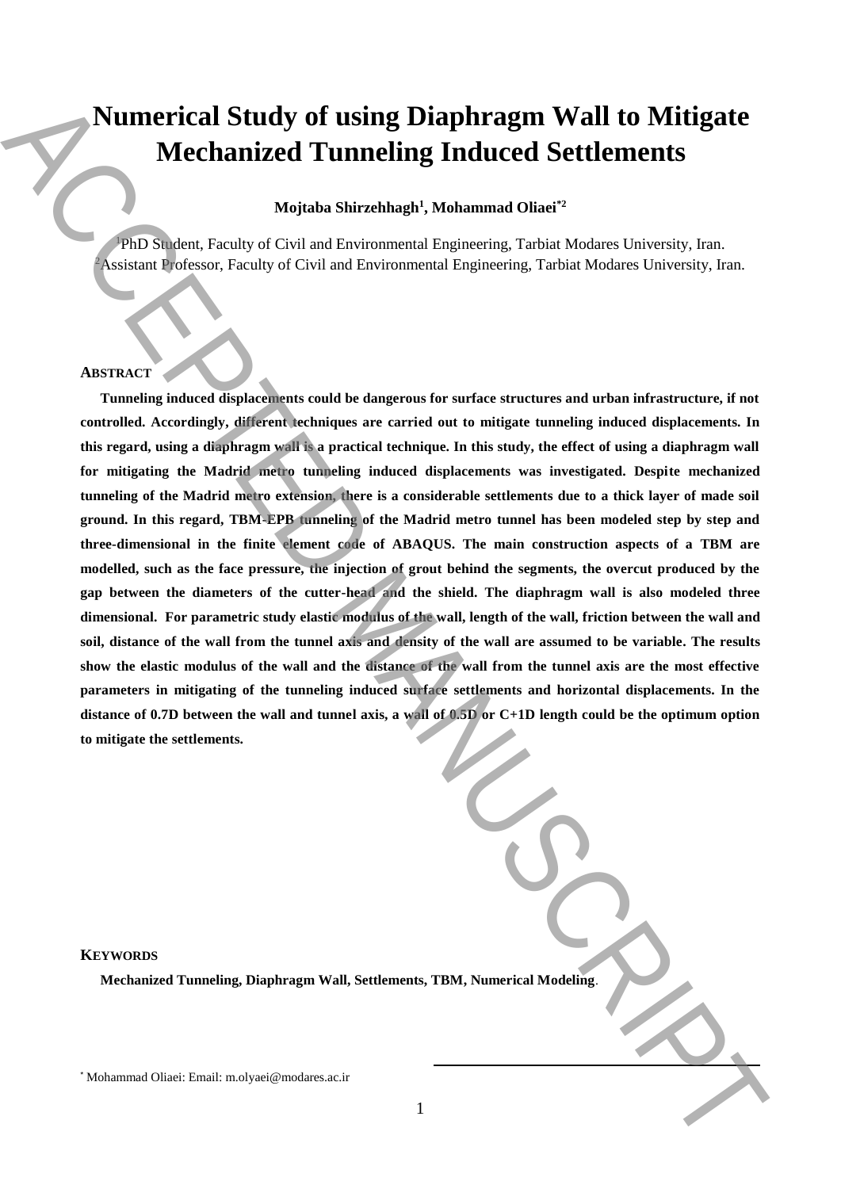# Numerical Study of using Diaphragm Wall to Mitigate Mechanized Tunneling Induced Settlements

**Mojtaba Shirzehhagh[1], Mohammad Oliaei[*2]**

[1]PhD Student, Faculty of Civil and Environmental Engineering, Tarbiat Modares University, Iran.
[2]Assistant Professor, Faculty of Civil and Environmental Engineering, Tarbiat Modares University, Iran.

## ABSTRACT

**Tunneling induced displacements could be dangerous for surface structures and urban infrastructure, if not controlled. Accordingly, different techniques are carried out to mitigate tunneling induced displacements. In this regard, using a diaphragm wall is a practical technique. In this study, the effect of using a diaphragm wall for mitigating the Madrid metro tunneling induced displacements was investigated. Despite mechanized tunneling of the Madrid metro extension, there is a considerable settlements due to a thick layer of made soil ground. In this regard, TBM-EPB tunneling of the Madrid metro tunnel has been modeled step by step and three-dimensional in the finite element code of ABAQUS. The main construction aspects of a TBM are modelled, such as the face pressure, the injection of grout behind the segments, the overcut produced by the gap between the diameters of the cutter-head and the shield. The diaphragm wall is also modeled three dimensional. For parametric study elastic modulus of the wall, length of the wall, friction between the wall and soil, distance of the wall from the tunnel axis and density of the wall are assumed to be variable. The results show the elastic modulus of the wall and the distance of the wall from the tunnel axis are the most effective parameters in mitigating of the tunneling induced surface settlements and horizontal displacements. In the distance of 0.7D between the wall and tunnel axis, a wall of 0.5D or C+1D length could be the optimum option to mitigate the settlements.**

## KEYWORDS

**Mechanized Tunneling, Diaphragm Wall, Settlements, TBM, Numerical Modeling**.

[*] Mohammad Oliaei: Email: m.olyaei@modares.ac.ir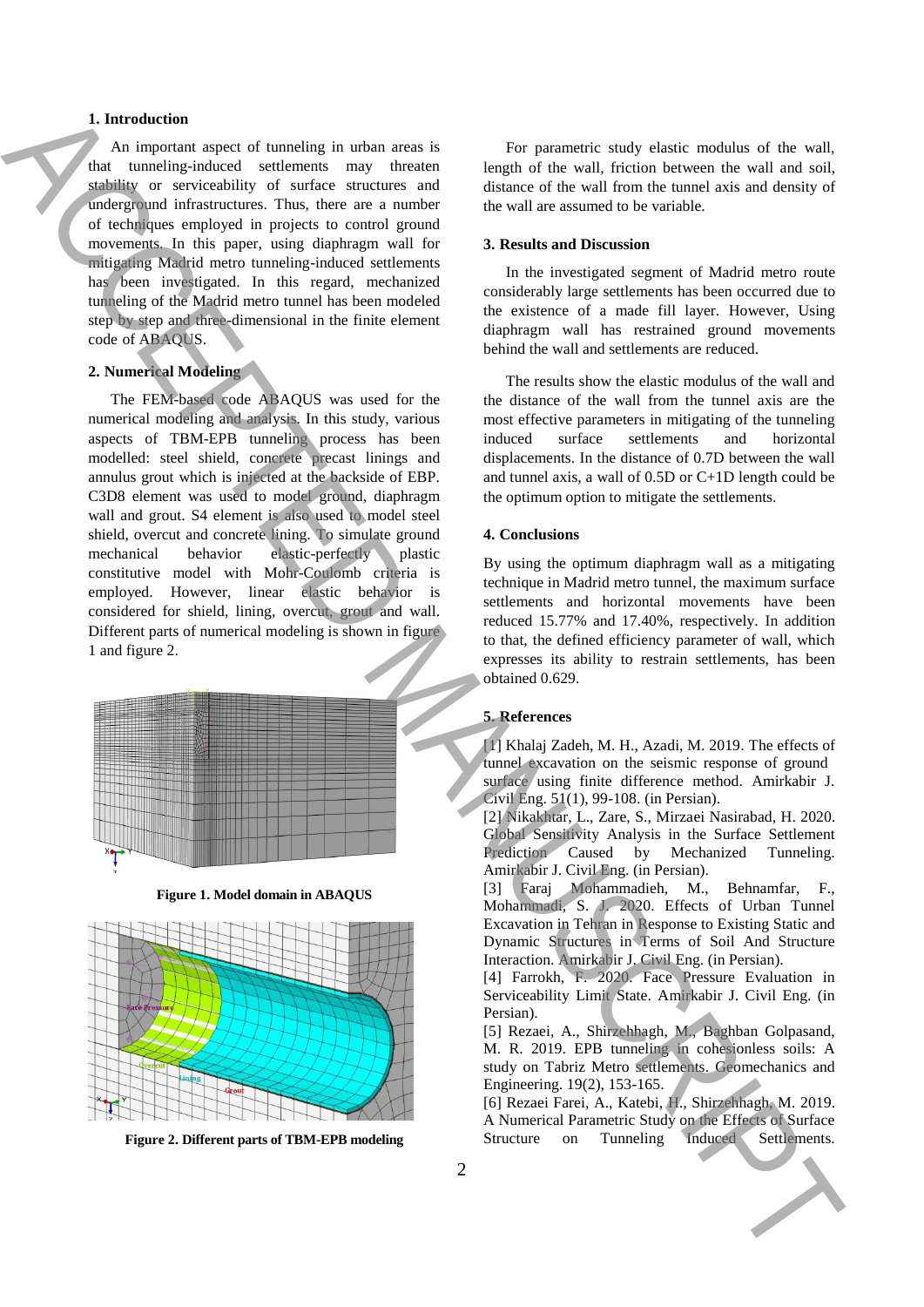## 1. Introduction

An important aspect of tunneling in urban areas is that tunneling-induced settlements may threaten stability or serviceability of surface structures and underground infrastructures. Thus, there are a number of techniques employed in projects to control ground movements. In this paper, using diaphragm wall for mitigating Madrid metro tunneling-induced settlements has been investigated. In this regard, mechanized tunneling of the Madrid metro tunnel has been modeled step by step and three-dimensional in the finite element code of ABAQUS.

## 2. Numerical Modeling

The FEM-based code ABAQUS was used for the numerical modeling and analysis. In this study, various aspects of TBM-EPB tunneling process has been modelled: steel shield, concrete precast linings and annulus grout which is injected at the backside of EBP. C3D8 element was used to model ground, diaphragm wall and grout. S4 element is also used to model steel shield, overcut and concrete lining. To simulate ground mechanical behavior elastic-perfectly plastic constitutive model with Mohr-Coulomb criteria is employed. However, linear elastic behavior is considered for shield, lining, overcut, grout and wall. Different parts of numerical modeling is shown in figure 1 and figure 2.

**Figure 1. Model domain in ABAQUS**

**Figure 2. Different parts of TBM-EPB modeling**

For parametric study elastic modulus of the wall, length of the wall, friction between the wall and soil, distance of the wall from the tunnel axis and density of the wall are assumed to be variable.

## 3. Results and Discussion

In the investigated segment of Madrid metro route considerably large settlements has been occurred due to the existence of a made fill layer. However, Using diaphragm wall has restrained ground movements behind the wall and settlements are reduced.

The results show the elastic modulus of the wall and the distance of the wall from the tunnel axis are the most effective parameters in mitigating of the tunneling induced surface settlements and horizontal displacements. In the distance of 0.7D between the wall and tunnel axis, a wall of 0.5D or C+1D length could be the optimum option to mitigate the settlements.

## 4. Conclusions

By using the optimum diaphragm wall as a mitigating technique in Madrid metro tunnel, the maximum surface settlements and horizontal movements have been reduced 15.77% and 17.40%, respectively. In addition to that, the defined efficiency parameter of wall, which expresses its ability to restrain settlements, has been obtained 0.629.

## 5. References

[1] Khalaj Zadeh, M. H., Azadi, M. 2019. The effects of tunnel excavation on the seismic response of ground surface using finite difference method. Amirkabir J. Civil Eng. 51(1), 99-108. (in Persian).

[2] Nikakhtar, L., Zare, S., Mirzaei Nasirabad, H. 2020. Global Sensitivity Analysis in the Surface Settlement Prediction Caused by Mechanized Tunneling. Amirkabir J. Civil Eng. (in Persian).

[3] Faraj Mohammadieh, M., Behnamfar, F., Mohammadi, S. J. 2020. Effects of Urban Tunnel Excavation in Tehran in Response to Existing Static and Dynamic Structures in Terms of Soil And Structure Interaction. Amirkabir J. Civil Eng. (in Persian).

[4] Farrokh, F. 2020. Face Pressure Evaluation in Serviceability Limit State. Amirkabir J. Civil Eng. (in Persian).

[5] Rezaei, A., Shirzehhagh, M., Baghban Golpasand, M. R. 2019. EPB tunneling in cohesionless soils: A study on Tabriz Metro settlements. Geomechanics and Engineering. 19(2), 153-165.

[6] Rezaei Farei, A., Katebi, H., Shirzehhagh, M. 2019. A Numerical Parametric Study on the Effects of Surface Structure on Tunneling Induced Settlements.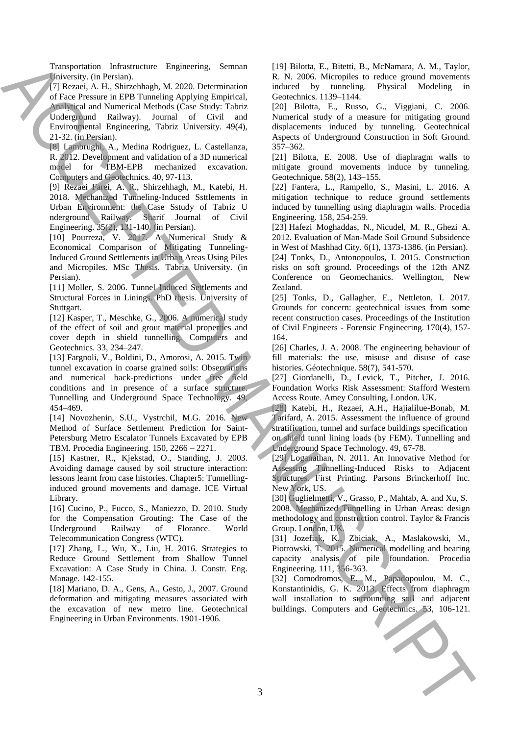Transportation Infrastructure Engineering, Semnan University. (in Persian).

[7] Rezaei, A. H., Shirzehhagh, M. 2020. Determination of Face Pressure in EPB Tunneling Applying Empirical, Analytical and Numerical Methods (Case Study: Tabriz Underground Railway). Journal of Civil and Environmental Engineering, Tabriz University. 49(4), 21-32. (in Persian).

[8] Lambrughi, A., Medina Rodriguez, L. Castellanza, R. 2012. Development and validation of a 3D numerical model for TBM-EPB mechanized excavation. Computers and Geotechnics. 40, 97-113.

[9] Rezaei Farei, A. R., Shirzehhagh, M., Katebi, H. 2018. Mechanized Tunneling-Induced Ssttlements in Urban Environment: the Case Sstudy of Tabriz U nderground Railway. Sharif Journal of Civil Engineering. 35(2), 131-140. (in Persian).

[10] Pourreza, V. 2017. A Numerical Study & Economical Comparison of Mitigating Tunneling-Induced Ground Settlements in Urban Areas Using Piles and Micropiles. MSc Thesis. Tabriz University. (in Persian).

[11] Moller, S. 2006. Tunnel Induced Settlements and Structural Forces in Linings. PhD thesis. University of Stuttgart.

[12] Kasper, T., Meschke, G., 2006. A numerical study of the effect of soil and grout material properties and cover depth in shield tunnelling. Computers and Geotechnics. 33, 234–247.

[13] Fargnoli, V., Boldini, D., Amorosi, A. 2015. Twin tunnel excavation in coarse grained soils: Observations and numerical back-predictions under free field conditions and in presence of a surface structure. Tunnelling and Underground Space Technology. 49, 454–469.

[14] Novozhenin, S.U., Vystrchil, M.G. 2016. New Method of Surface Settlement Prediction for Saint-Petersburg Metro Escalator Tunnels Excavated by EPB TBM. Procedia Engineering. 150, 2266 – 2271.

[15] Kastner, R., Kjekstad, O., Standing, J. 2003. Avoiding damage caused by soil structure interaction: lessons learnt from case histories. Chapter5: Tunnelling-induced ground movements and damage. ICE Virtual Library.

[16] Cucino, P., Fucco, S., Maniezzo, D. 2010. Study for the Compensation Grouting: The Case of the Underground Railway of Florance. World Telecommunication Congress (WTC).

[17] Zhang, L., Wu, X., Liu, H. 2016. Strategies to Reduce Ground Settlement from Shallow Tunnel Excavation: A Case Study in China. J. Constr. Eng. Manage. 142-155.

[18] Mariano, D. A., Gens, A., Gesto, J., 2007. Ground deformation and mitigating measures associated with the excavation of new metro line. Geotechnical Engineering in Urban Environments. 1901-1906.

[19] Bilotta, E., Bitetti, B., McNamara, A. M., Taylor, R. N. 2006. Micropiles to reduce ground movements induced by tunneling. Physical Modeling in Geotechnics. 1139–1144.

[20] Bilotta, E., Russo, G., Viggiani, C. 2006. Numerical study of a measure for mitigating ground displacements induced by tunneling. Geotechnical Aspects of Underground Construction in Soft Ground. 357–362.

[21] Bilotta, E. 2008. Use of diaphragm walls to mitigate ground movements induce by tunneling. Geotechnique. 58(2), 143–155.

[22] Fantera, L., Rampello, S., Masini, L. 2016. A mitigation technique to reduce ground settlements induced by tunnelling using diaphragm walls. Procedia Engineering. 158, 254-259.

[23] Hafezi Moghaddas, N., Nicudel, M. R., Ghezi A. 2012. Evaluation of Man-Made Soil Ground Subsidence in West of Mashhad City. 6(1), 1373-1386. (in Persian).

[24] Tonks, D., Antonopoulos, I. 2015. Construction risks on soft ground. Proceedings of the 12th ANZ Conference on Geomechanics. Wellington, New Zealand.

[25] Tonks, D., Gallagher, E., Nettleton, I. 2017. Grounds for concern: geotechnical issues from some recent construction cases. Proceedings of the Institution of Civil Engineers - Forensic Engineering. 170(4), 157-164.

[26] Charles, J. A. 2008. The engineering behaviour of fill materials: the use, misuse and disuse of case histories. Géotechnique. 58(7), 541-570.

[27] Giordanelli, D., Levick, T., Pitcher, J. 2016. Foundation Works Risk Assessment: Stafford Western Access Route. Amey Consulting, London. UK.

[28] Katebi, H., Rezaei, A.H., Hajialilue-Bonab, M. Tarifard, A. 2015. Assessment the influence of ground stratification, tunnel and surface buildings specification on shield tunnl lining loads (by FEM). Tunnelling and Underground Space Technology. 49, 67-78.

[29] Loganathan, N. 2011. An Innovative Method for Assessing Tunnelling-Induced Risks to Adjacent Structures. First Printing. Parsons Brinckerhoff Inc. New York, US.

[30] Guglielmetti, V., Grasso, P., Mahtab, A. and Xu, S. 2008. Mechanized Tunnelling in Urban Areas: design methodology and construction control. Taylor & Francis Group. London, UK.

[31] Jozefiak, K., Zbiciak, A., Maslakowski, M., Piotrowski, T. 2015. Numerical modelling and bearing capacity analysis of pile foundation. Procedia Engineering. 111, 356-363.

[32] Comodromos, E. M., Papadopoulou, M. C., Konstantinidis, G. K. 2013. Effects from diaphragm wall installation to surrounding soil and adjacent buildings. Computers and Geotechnics. 53, 106-121.